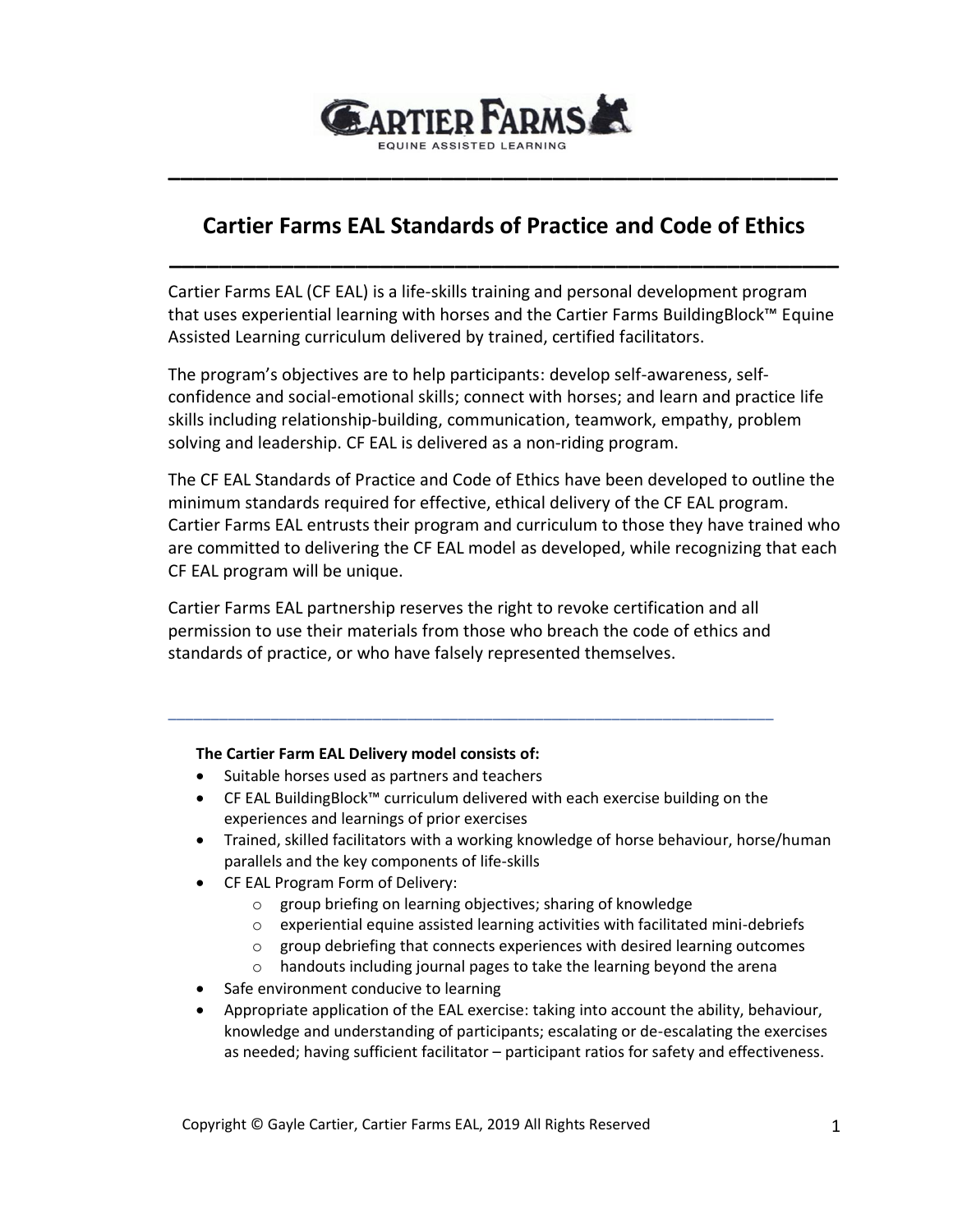CARTIER FARMS

EQUINE ASSISTED LEARNING

# Cartier Farms EAL Standards of Practice and Code of Ethics

Cartier Farms EAL (CF EAL) is a life-skills training and personal development program that uses experiential learning with horses and the Cartier Farms BuildingBlock™ Equine Assisted Learning curriculum delivered by trained, certified facilitators.

The program's objectives are to help participants: develop self-awareness, self-confidence and social-emotional skills; connect with horses; and learn and practice life skills including relationship-building, communication, teamwork, empathy, problem solving and leadership. CF EAL is delivered as a non-riding program.

The CF EAL Standards of Practice and Code of Ethics have been developed to outline the minimum standards required for effective, ethical delivery of the CF EAL program. Cartier Farms EAL entrusts their program and curriculum to those they have trained who are committed to delivering the CF EAL model as developed, while recognizing that each CF EAL program will be unique.

Cartier Farms EAL partnership reserves the right to revoke certification and all permission to use their materials from those who breach the code of ethics and standards of practice, or who have falsely represented themselves.

---

**The Cartier Farm EAL Delivery model consists of:**

- Suitable horses used as partners and teachers
- CF EAL BuildingBlock™ curriculum delivered with each exercise building on the experiences and learnings of prior exercises
- Trained, skilled facilitators with a working knowledge of horse behaviour, horse/human parallels and the key components of life-skills
- CF EAL Program Form of Delivery:
  - group briefing on learning objectives; sharing of knowledge
  - experiential equine assisted learning activities with facilitated mini-debriefs
  - group debriefing that connects experiences with desired learning outcomes
  - handouts including journal pages to take the learning beyond the arena
- Safe environment conducive to learning
- Appropriate application of the EAL exercise: taking into account the ability, behaviour, knowledge and understanding of participants; escalating or de-escalating the exercises as needed; having sufficient facilitator – participant ratios for safety and effectiveness.

Copyright © Gayle Cartier, Cartier Farms EAL, 2019 All Rights Reserved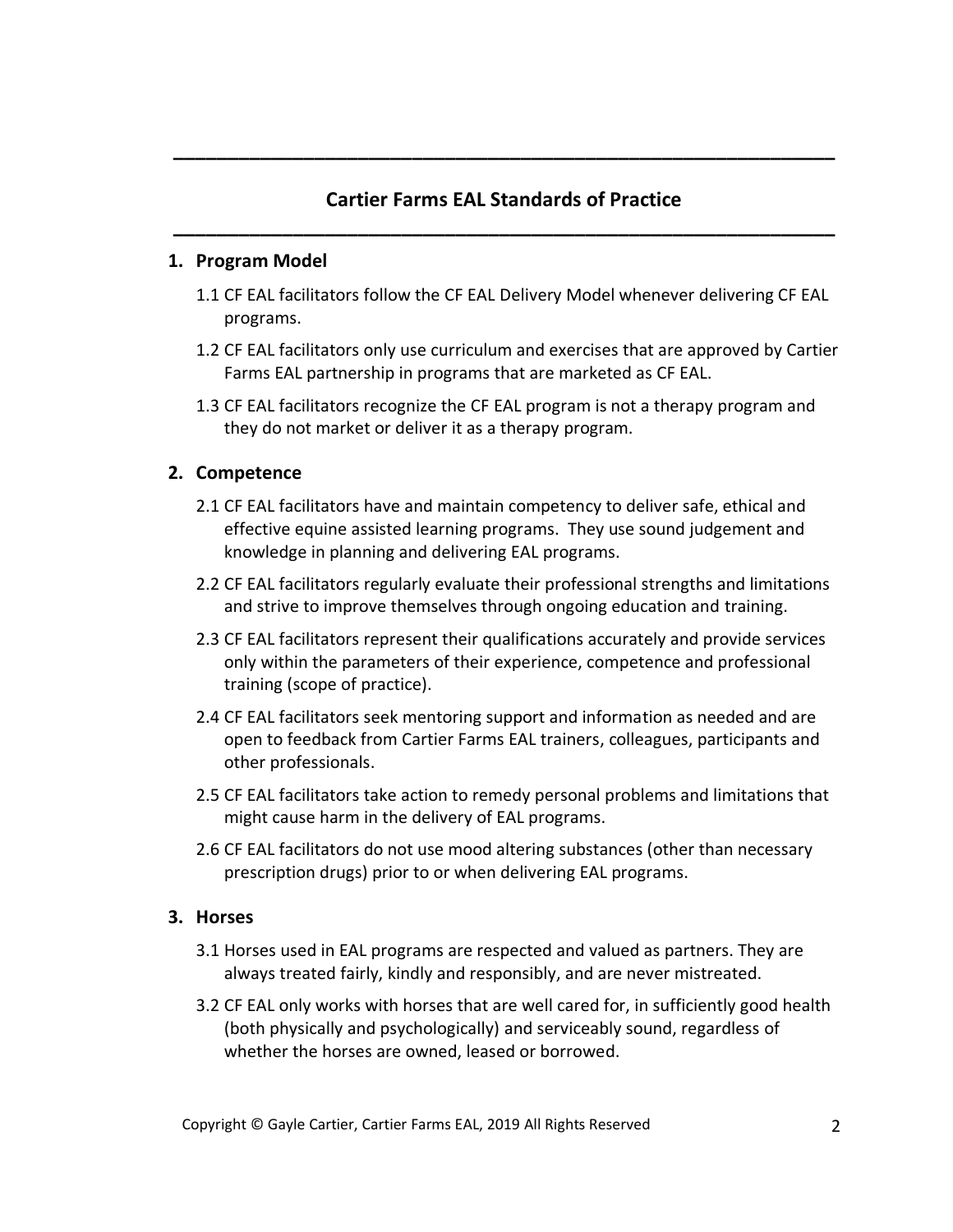## Cartier Farms EAL Standards of Practice

### 1. Program Model

1.1 CF EAL facilitators follow the CF EAL Delivery Model whenever delivering CF EAL programs.

1.2 CF EAL facilitators only use curriculum and exercises that are approved by Cartier Farms EAL partnership in programs that are marketed as CF EAL.

1.3 CF EAL facilitators recognize the CF EAL program is not a therapy program and they do not market or deliver it as a therapy program.

### 2. Competence

2.1 CF EAL facilitators have and maintain competency to deliver safe, ethical and effective equine assisted learning programs. They use sound judgement and knowledge in planning and delivering EAL programs.

2.2 CF EAL facilitators regularly evaluate their professional strengths and limitations and strive to improve themselves through ongoing education and training.

2.3 CF EAL facilitators represent their qualifications accurately and provide services only within the parameters of their experience, competence and professional training (scope of practice).

2.4 CF EAL facilitators seek mentoring support and information as needed and are open to feedback from Cartier Farms EAL trainers, colleagues, participants and other professionals.

2.5 CF EAL facilitators take action to remedy personal problems and limitations that might cause harm in the delivery of EAL programs.

2.6 CF EAL facilitators do not use mood altering substances (other than necessary prescription drugs) prior to or when delivering EAL programs.

### 3. Horses

3.1 Horses used in EAL programs are respected and valued as partners. They are always treated fairly, kindly and responsibly, and are never mistreated.

3.2 CF EAL only works with horses that are well cared for, in sufficiently good health (both physically and psychologically) and serviceably sound, regardless of whether the horses are owned, leased or borrowed.

Copyright © Gayle Cartier, Cartier Farms EAL, 2019 All Rights Reserved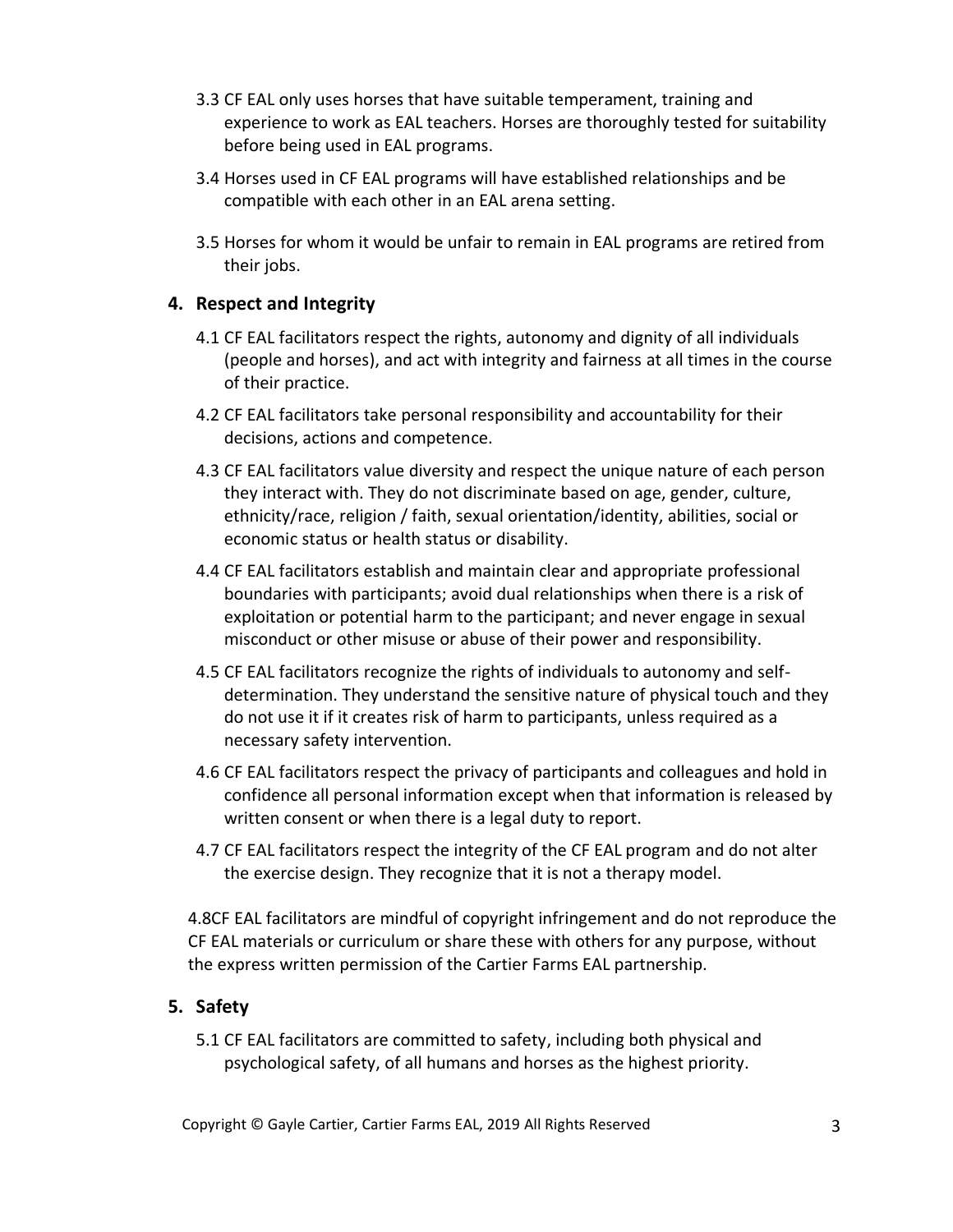3.3 CF EAL only uses horses that have suitable temperament, training and experience to work as EAL teachers. Horses are thoroughly tested for suitability before being used in EAL programs.

3.4 Horses used in CF EAL programs will have established relationships and be compatible with each other in an EAL arena setting.

3.5 Horses for whom it would be unfair to remain in EAL programs are retired from their jobs.

## 4. Respect and Integrity

4.1 CF EAL facilitators respect the rights, autonomy and dignity of all individuals (people and horses), and act with integrity and fairness at all times in the course of their practice.

4.2 CF EAL facilitators take personal responsibility and accountability for their decisions, actions and competence.

4.3 CF EAL facilitators value diversity and respect the unique nature of each person they interact with. They do not discriminate based on age, gender, culture, ethnicity/race, religion / faith, sexual orientation/identity, abilities, social or economic status or health status or disability.

4.4 CF EAL facilitators establish and maintain clear and appropriate professional boundaries with participants; avoid dual relationships when there is a risk of exploitation or potential harm to the participant; and never engage in sexual misconduct or other misuse or abuse of their power and responsibility.

4.5 CF EAL facilitators recognize the rights of individuals to autonomy and self-determination. They understand the sensitive nature of physical touch and they do not use it if it creates risk of harm to participants, unless required as a necessary safety intervention.

4.6 CF EAL facilitators respect the privacy of participants and colleagues and hold in confidence all personal information except when that information is released by written consent or when there is a legal duty to report.

4.7 CF EAL facilitators respect the integrity of the CF EAL program and do not alter the exercise design. They recognize that it is not a therapy model.

4.8CF EAL facilitators are mindful of copyright infringement and do not reproduce the CF EAL materials or curriculum or share these with others for any purpose, without the express written permission of the Cartier Farms EAL partnership.

## 5. Safety

5.1 CF EAL facilitators are committed to safety, including both physical and psychological safety, of all humans and horses as the highest priority.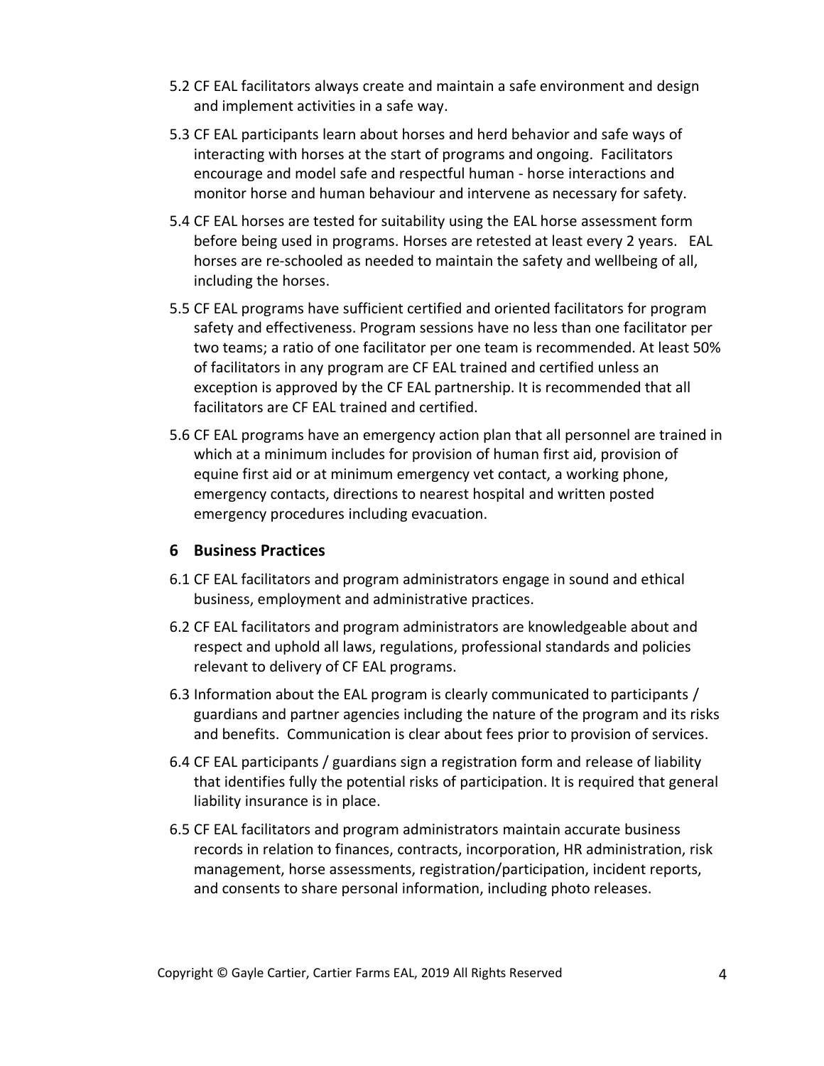5.2 CF EAL facilitators always create and maintain a safe environment and design and implement activities in a safe way.

5.3 CF EAL participants learn about horses and herd behavior and safe ways of interacting with horses at the start of programs and ongoing. Facilitators encourage and model safe and respectful human - horse interactions and monitor horse and human behaviour and intervene as necessary for safety.

5.4 CF EAL horses are tested for suitability using the EAL horse assessment form before being used in programs. Horses are retested at least every 2 years. EAL horses are re-schooled as needed to maintain the safety and wellbeing of all, including the horses.

5.5 CF EAL programs have sufficient certified and oriented facilitators for program safety and effectiveness. Program sessions have no less than one facilitator per two teams; a ratio of one facilitator per one team is recommended. At least 50% of facilitators in any program are CF EAL trained and certified unless an exception is approved by the CF EAL partnership. It is recommended that all facilitators are CF EAL trained and certified.

5.6 CF EAL programs have an emergency action plan that all personnel are trained in which at a minimum includes for provision of human first aid, provision of equine first aid or at minimum emergency vet contact, a working phone, emergency contacts, directions to nearest hospital and written posted emergency procedures including evacuation.

## 6 Business Practices

6.1 CF EAL facilitators and program administrators engage in sound and ethical business, employment and administrative practices.

6.2 CF EAL facilitators and program administrators are knowledgeable about and respect and uphold all laws, regulations, professional standards and policies relevant to delivery of CF EAL programs.

6.3 Information about the EAL program is clearly communicated to participants / guardians and partner agencies including the nature of the program and its risks and benefits. Communication is clear about fees prior to provision of services.

6.4 CF EAL participants / guardians sign a registration form and release of liability that identifies fully the potential risks of participation. It is required that general liability insurance is in place.

6.5 CF EAL facilitators and program administrators maintain accurate business records in relation to finances, contracts, incorporation, HR administration, risk management, horse assessments, registration/participation, incident reports, and consents to share personal information, including photo releases.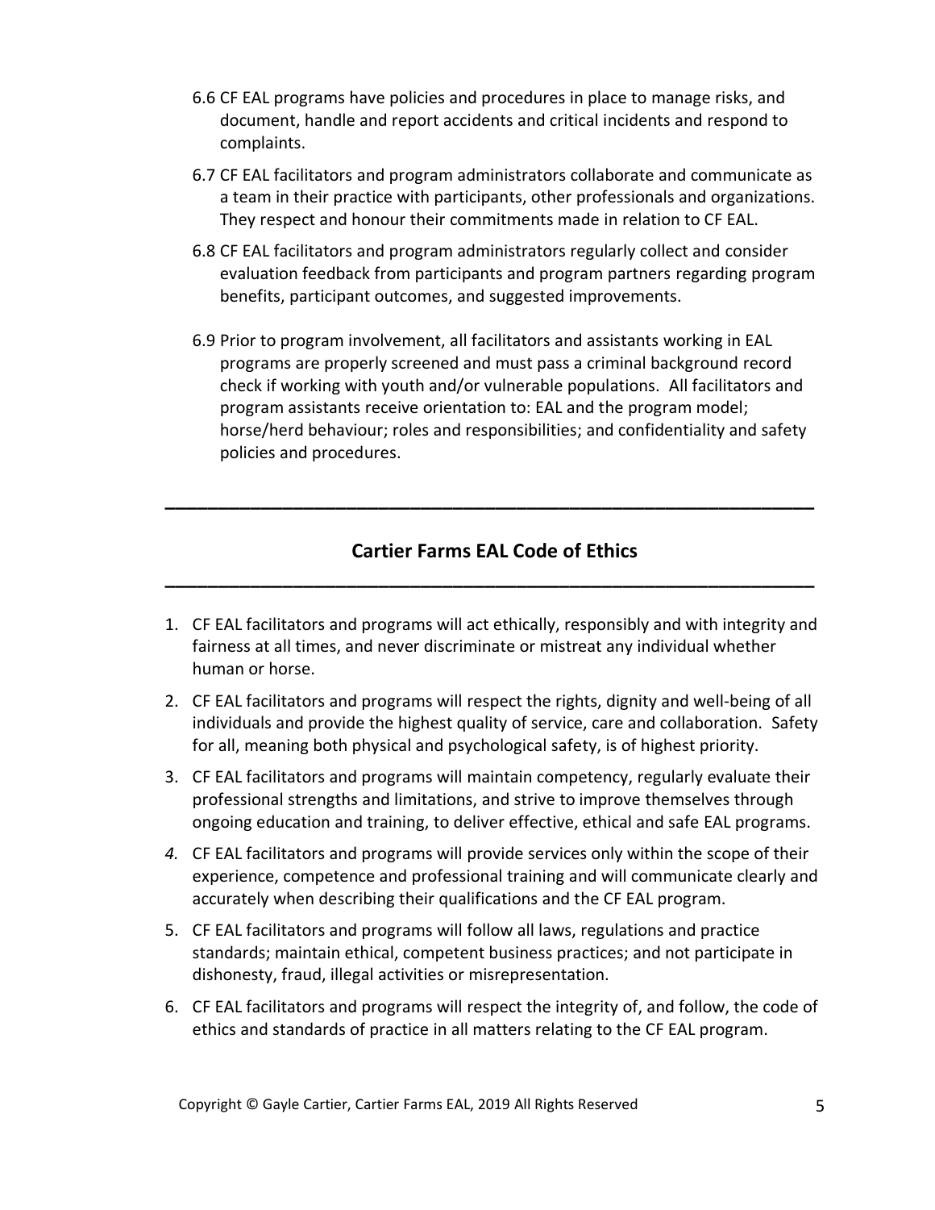6.6 CF EAL programs have policies and procedures in place to manage risks, and document, handle and report accidents and critical incidents and respond to complaints.

6.7 CF EAL facilitators and program administrators collaborate and communicate as a team in their practice with participants, other professionals and organizations. They respect and honour their commitments made in relation to CF EAL.

6.8 CF EAL facilitators and program administrators regularly collect and consider evaluation feedback from participants and program partners regarding program benefits, participant outcomes, and suggested improvements.

6.9 Prior to program involvement, all facilitators and assistants working in EAL programs are properly screened and must pass a criminal background record check if working with youth and/or vulnerable populations. All facilitators and program assistants receive orientation to: EAL and the program model; horse/herd behaviour; roles and responsibilities; and confidentiality and safety policies and procedures.

---

## Cartier Farms EAL Code of Ethics

---

1. CF EAL facilitators and programs will act ethically, responsibly and with integrity and fairness at all times, and never discriminate or mistreat any individual whether human or horse.
2. CF EAL facilitators and programs will respect the rights, dignity and well-being of all individuals and provide the highest quality of service, care and collaboration. Safety for all, meaning both physical and psychological safety, is of highest priority.
3. CF EAL facilitators and programs will maintain competency, regularly evaluate their professional strengths and limitations, and strive to improve themselves through ongoing education and training, to deliver effective, ethical and safe EAL programs.
4. CF EAL facilitators and programs will provide services only within the scope of their experience, competence and professional training and will communicate clearly and accurately when describing their qualifications and the CF EAL program.
5. CF EAL facilitators and programs will follow all laws, regulations and practice standards; maintain ethical, competent business practices; and not participate in dishonesty, fraud, illegal activities or misrepresentation.
6. CF EAL facilitators and programs will respect the integrity of, and follow, the code of ethics and standards of practice in all matters relating to the CF EAL program.

Copyright © Gayle Cartier, Cartier Farms EAL, 2019 All Rights Reserved